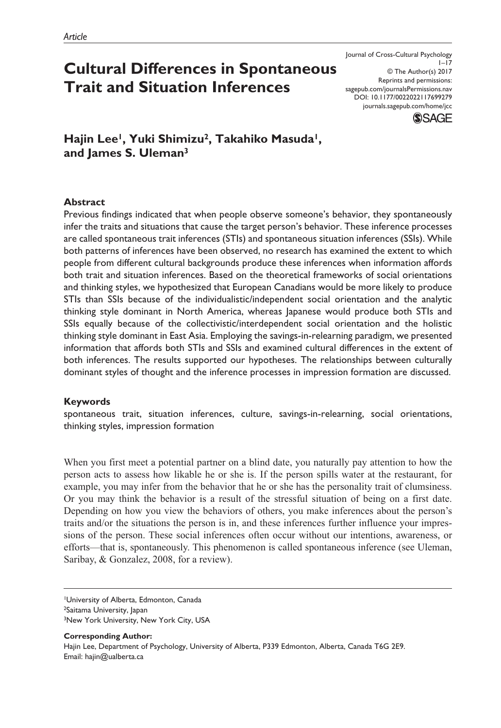*Article*

# Cultural Differences in Spontaneous Trait and Situation Inferences

**Hajin Lee[1], Yuki Shimizu[2], Takahiko Masuda[1], and James S. Uleman[3]**

### Abstract

Previous findings indicated that when people observe someone's behavior, they spontaneously infer the traits and situations that cause the target person's behavior. These inference processes are called spontaneous trait inferences (STIs) and spontaneous situation inferences (SSIs). While both patterns of inferences have been observed, no research has examined the extent to which people from different cultural backgrounds produce these inferences when information affords both trait and situation inferences. Based on the theoretical frameworks of social orientations and thinking styles, we hypothesized that European Canadians would be more likely to produce STIs than SSIs because of the individualistic/independent social orientation and the analytic thinking style dominant in North America, whereas Japanese would produce both STIs and SSIs equally because of the collectivistic/interdependent social orientation and the holistic thinking style dominant in East Asia. Employing the savings-in-relearning paradigm, we presented information that affords both STIs and SSIs and examined cultural differences in the extent of both inferences. The results supported our hypotheses. The relationships between culturally dominant styles of thought and the inference processes in impression formation are discussed.

### Keywords

spontaneous trait, situation inferences, culture, savings-in-relearning, social orientations, thinking styles, impression formation

When you first meet a potential partner on a blind date, you naturally pay attention to how the person acts to assess how likable he or she is. If the person spills water at the restaurant, for example, you may infer from the behavior that he or she has the personality trait of clumsiness. Or you may think the behavior is a result of the stressful situation of being on a first date. Depending on how you view the behaviors of others, you make inferences about the person's traits and/or the situations the person is in, and these inferences further influence your impressions of the person. These social inferences often occur without our intentions, awareness, or efforts—that is, spontaneously. This phenomenon is called spontaneous inference (see Uleman, Saribay, & Gonzalez, 2008, for a review).

[1]University of Alberta, Edmonton, Canada
[2]Saitama University, Japan
[3]New York University, New York City, USA

**Corresponding Author:**
Hajin Lee, Department of Psychology, University of Alberta, P339 Edmonton, Alberta, Canada T6G 2E9.
Email: hajin@ualberta.ca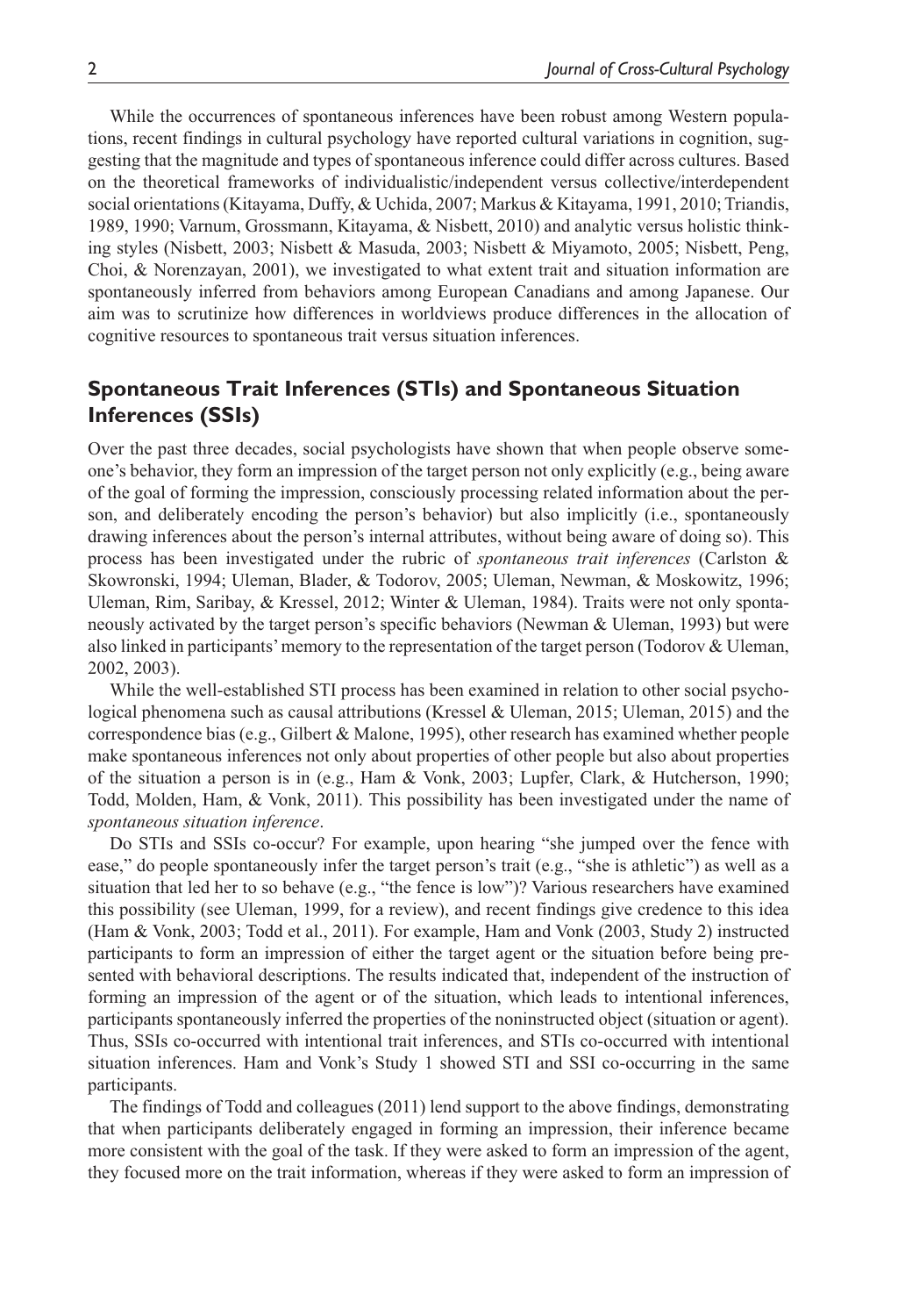While the occurrences of spontaneous inferences have been robust among Western populations, recent findings in cultural psychology have reported cultural variations in cognition, suggesting that the magnitude and types of spontaneous inference could differ across cultures. Based on the theoretical frameworks of individualistic/independent versus collective/interdependent social orientations (Kitayama, Duffy, & Uchida, 2007; Markus & Kitayama, 1991, 2010; Triandis, 1989, 1990; Varnum, Grossmann, Kitayama, & Nisbett, 2010) and analytic versus holistic thinking styles (Nisbett, 2003; Nisbett & Masuda, 2003; Nisbett & Miyamoto, 2005; Nisbett, Peng, Choi, & Norenzayan, 2001), we investigated to what extent trait and situation information are spontaneously inferred from behaviors among European Canadians and among Japanese. Our aim was to scrutinize how differences in worldviews produce differences in the allocation of cognitive resources to spontaneous trait versus situation inferences.

## Spontaneous Trait Inferences (STIs) and Spontaneous Situation Inferences (SSIs)

Over the past three decades, social psychologists have shown that when people observe someone's behavior, they form an impression of the target person not only explicitly (e.g., being aware of the goal of forming the impression, consciously processing related information about the person, and deliberately encoding the person's behavior) but also implicitly (i.e., spontaneously drawing inferences about the person's internal attributes, without being aware of doing so). This process has been investigated under the rubric of *spontaneous trait inferences* (Carlston & Skowronski, 1994; Uleman, Blader, & Todorov, 2005; Uleman, Newman, & Moskowitz, 1996; Uleman, Rim, Saribay, & Kressel, 2012; Winter & Uleman, 1984). Traits were not only spontaneously activated by the target person's specific behaviors (Newman & Uleman, 1993) but were also linked in participants' memory to the representation of the target person (Todorov & Uleman, 2002, 2003).

While the well-established STI process has been examined in relation to other social psychological phenomena such as causal attributions (Kressel & Uleman, 2015; Uleman, 2015) and the correspondence bias (e.g., Gilbert & Malone, 1995), other research has examined whether people make spontaneous inferences not only about properties of other people but also about properties of the situation a person is in (e.g., Ham & Vonk, 2003; Lupfer, Clark, & Hutcherson, 1990; Todd, Molden, Ham, & Vonk, 2011). This possibility has been investigated under the name of *spontaneous situation inference*.

Do STIs and SSIs co-occur? For example, upon hearing "she jumped over the fence with ease," do people spontaneously infer the target person's trait (e.g., "she is athletic") as well as a situation that led her to so behave (e.g., "the fence is low")? Various researchers have examined this possibility (see Uleman, 1999, for a review), and recent findings give credence to this idea (Ham & Vonk, 2003; Todd et al., 2011). For example, Ham and Vonk (2003, Study 2) instructed participants to form an impression of either the target agent or the situation before being presented with behavioral descriptions. The results indicated that, independent of the instruction of forming an impression of the agent or of the situation, which leads to intentional inferences, participants spontaneously inferred the properties of the noninstructed object (situation or agent). Thus, SSIs co-occurred with intentional trait inferences, and STIs co-occurred with intentional situation inferences. Ham and Vonk's Study 1 showed STI and SSI co-occurring in the same participants.

The findings of Todd and colleagues (2011) lend support to the above findings, demonstrating that when participants deliberately engaged in forming an impression, their inference became more consistent with the goal of the task. If they were asked to form an impression of the agent, they focused more on the trait information, whereas if they were asked to form an impression of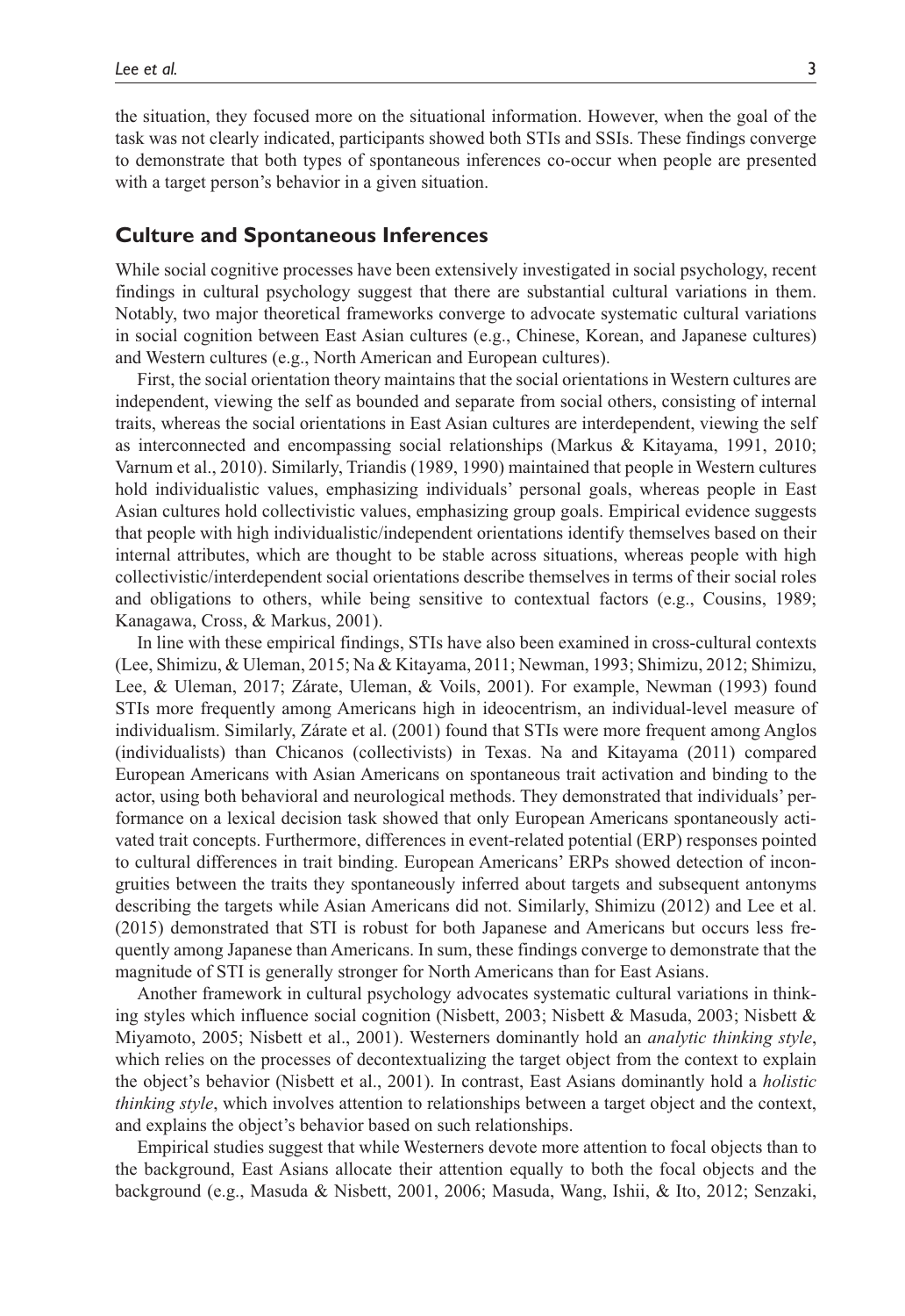the situation, they focused more on the situational information. However, when the goal of the task was not clearly indicated, participants showed both STIs and SSIs. These findings converge to demonstrate that both types of spontaneous inferences co-occur when people are presented with a target person's behavior in a given situation.

## Culture and Spontaneous Inferences

While social cognitive processes have been extensively investigated in social psychology, recent findings in cultural psychology suggest that there are substantial cultural variations in them. Notably, two major theoretical frameworks converge to advocate systematic cultural variations in social cognition between East Asian cultures (e.g., Chinese, Korean, and Japanese cultures) and Western cultures (e.g., North American and European cultures).

First, the social orientation theory maintains that the social orientations in Western cultures are independent, viewing the self as bounded and separate from social others, consisting of internal traits, whereas the social orientations in East Asian cultures are interdependent, viewing the self as interconnected and encompassing social relationships (Markus & Kitayama, 1991, 2010; Varnum et al., 2010). Similarly, Triandis (1989, 1990) maintained that people in Western cultures hold individualistic values, emphasizing individuals' personal goals, whereas people in East Asian cultures hold collectivistic values, emphasizing group goals. Empirical evidence suggests that people with high individualistic/independent orientations identify themselves based on their internal attributes, which are thought to be stable across situations, whereas people with high collectivistic/interdependent social orientations describe themselves in terms of their social roles and obligations to others, while being sensitive to contextual factors (e.g., Cousins, 1989; Kanagawa, Cross, & Markus, 2001).

In line with these empirical findings, STIs have also been examined in cross-cultural contexts (Lee, Shimizu, & Uleman, 2015; Na & Kitayama, 2011; Newman, 1993; Shimizu, 2012; Shimizu, Lee, & Uleman, 2017; Zárate, Uleman, & Voils, 2001). For example, Newman (1993) found STIs more frequently among Americans high in ideocentrism, an individual-level measure of individualism. Similarly, Zárate et al. (2001) found that STIs were more frequent among Anglos (individualists) than Chicanos (collectivists) in Texas. Na and Kitayama (2011) compared European Americans with Asian Americans on spontaneous trait activation and binding to the actor, using both behavioral and neurological methods. They demonstrated that individuals' performance on a lexical decision task showed that only European Americans spontaneously activated trait concepts. Furthermore, differences in event-related potential (ERP) responses pointed to cultural differences in trait binding. European Americans' ERPs showed detection of incongruities between the traits they spontaneously inferred about targets and subsequent antonyms describing the targets while Asian Americans did not. Similarly, Shimizu (2012) and Lee et al. (2015) demonstrated that STI is robust for both Japanese and Americans but occurs less frequently among Japanese than Americans. In sum, these findings converge to demonstrate that the magnitude of STI is generally stronger for North Americans than for East Asians.

Another framework in cultural psychology advocates systematic cultural variations in thinking styles which influence social cognition (Nisbett, 2003; Nisbett & Masuda, 2003; Nisbett & Miyamoto, 2005; Nisbett et al., 2001). Westerners dominantly hold an *analytic thinking style*, which relies on the processes of decontextualizing the target object from the context to explain the object's behavior (Nisbett et al., 2001). In contrast, East Asians dominantly hold a *holistic thinking style*, which involves attention to relationships between a target object and the context, and explains the object's behavior based on such relationships.

Empirical studies suggest that while Westerners devote more attention to focal objects than to the background, East Asians allocate their attention equally to both the focal objects and the background (e.g., Masuda & Nisbett, 2001, 2006; Masuda, Wang, Ishii, & Ito, 2012; Senzaki,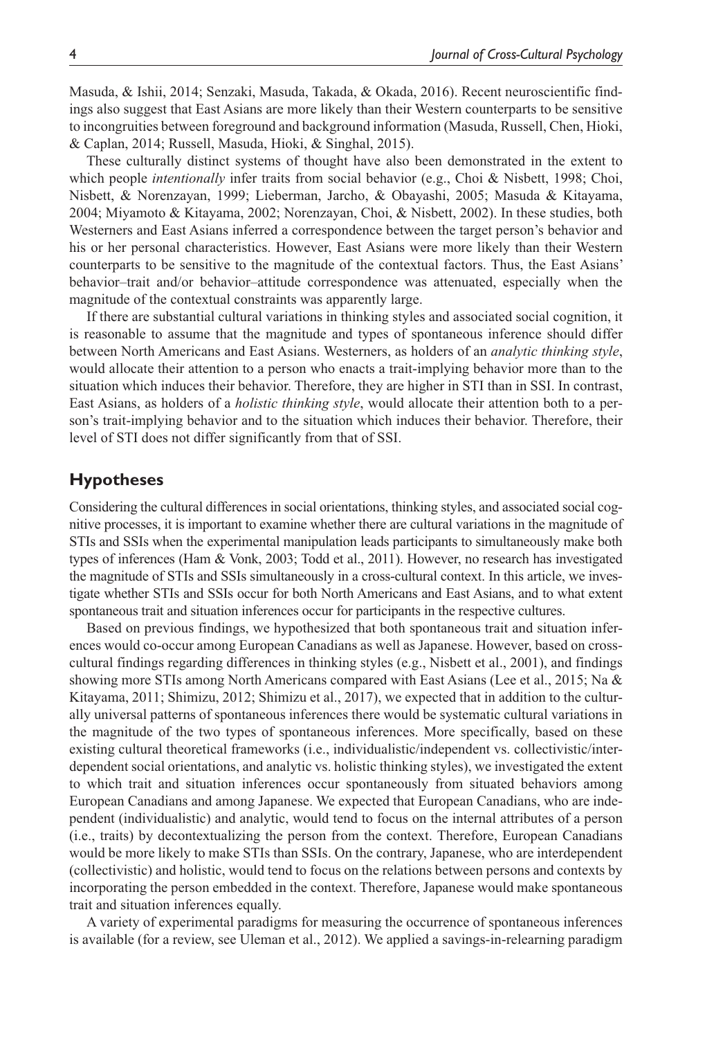Masuda, & Ishii, 2014; Senzaki, Masuda, Takada, & Okada, 2016). Recent neuroscientific findings also suggest that East Asians are more likely than their Western counterparts to be sensitive to incongruities between foreground and background information (Masuda, Russell, Chen, Hioki, & Caplan, 2014; Russell, Masuda, Hioki, & Singhal, 2015).

These culturally distinct systems of thought have also been demonstrated in the extent to which people *intentionally* infer traits from social behavior (e.g., Choi & Nisbett, 1998; Choi, Nisbett, & Norenzayan, 1999; Lieberman, Jarcho, & Obayashi, 2005; Masuda & Kitayama, 2004; Miyamoto & Kitayama, 2002; Norenzayan, Choi, & Nisbett, 2002). In these studies, both Westerners and East Asians inferred a correspondence between the target person's behavior and his or her personal characteristics. However, East Asians were more likely than their Western counterparts to be sensitive to the magnitude of the contextual factors. Thus, the East Asians' behavior–trait and/or behavior–attitude correspondence was attenuated, especially when the magnitude of the contextual constraints was apparently large.

If there are substantial cultural variations in thinking styles and associated social cognition, it is reasonable to assume that the magnitude and types of spontaneous inference should differ between North Americans and East Asians. Westerners, as holders of an *analytic thinking style*, would allocate their attention to a person who enacts a trait-implying behavior more than to the situation which induces their behavior. Therefore, they are higher in STI than in SSI. In contrast, East Asians, as holders of a *holistic thinking style*, would allocate their attention both to a person's trait-implying behavior and to the situation which induces their behavior. Therefore, their level of STI does not differ significantly from that of SSI.

## Hypotheses

Considering the cultural differences in social orientations, thinking styles, and associated social cognitive processes, it is important to examine whether there are cultural variations in the magnitude of STIs and SSIs when the experimental manipulation leads participants to simultaneously make both types of inferences (Ham & Vonk, 2003; Todd et al., 2011). However, no research has investigated the magnitude of STIs and SSIs simultaneously in a cross-cultural context. In this article, we investigate whether STIs and SSIs occur for both North Americans and East Asians, and to what extent spontaneous trait and situation inferences occur for participants in the respective cultures.

Based on previous findings, we hypothesized that both spontaneous trait and situation inferences would co-occur among European Canadians as well as Japanese. However, based on cross-cultural findings regarding differences in thinking styles (e.g., Nisbett et al., 2001), and findings showing more STIs among North Americans compared with East Asians (Lee et al., 2015; Na & Kitayama, 2011; Shimizu, 2012; Shimizu et al., 2017), we expected that in addition to the culturally universal patterns of spontaneous inferences there would be systematic cultural variations in the magnitude of the two types of spontaneous inferences. More specifically, based on these existing cultural theoretical frameworks (i.e., individualistic/independent vs. collectivistic/interdependent social orientations, and analytic vs. holistic thinking styles), we investigated the extent to which trait and situation inferences occur spontaneously from situated behaviors among European Canadians and among Japanese. We expected that European Canadians, who are independent (individualistic) and analytic, would tend to focus on the internal attributes of a person (i.e., traits) by decontextualizing the person from the context. Therefore, European Canadians would be more likely to make STIs than SSIs. On the contrary, Japanese, who are interdependent (collectivistic) and holistic, would tend to focus on the relations between persons and contexts by incorporating the person embedded in the context. Therefore, Japanese would make spontaneous trait and situation inferences equally.

A variety of experimental paradigms for measuring the occurrence of spontaneous inferences is available (for a review, see Uleman et al., 2012). We applied a savings-in-relearning paradigm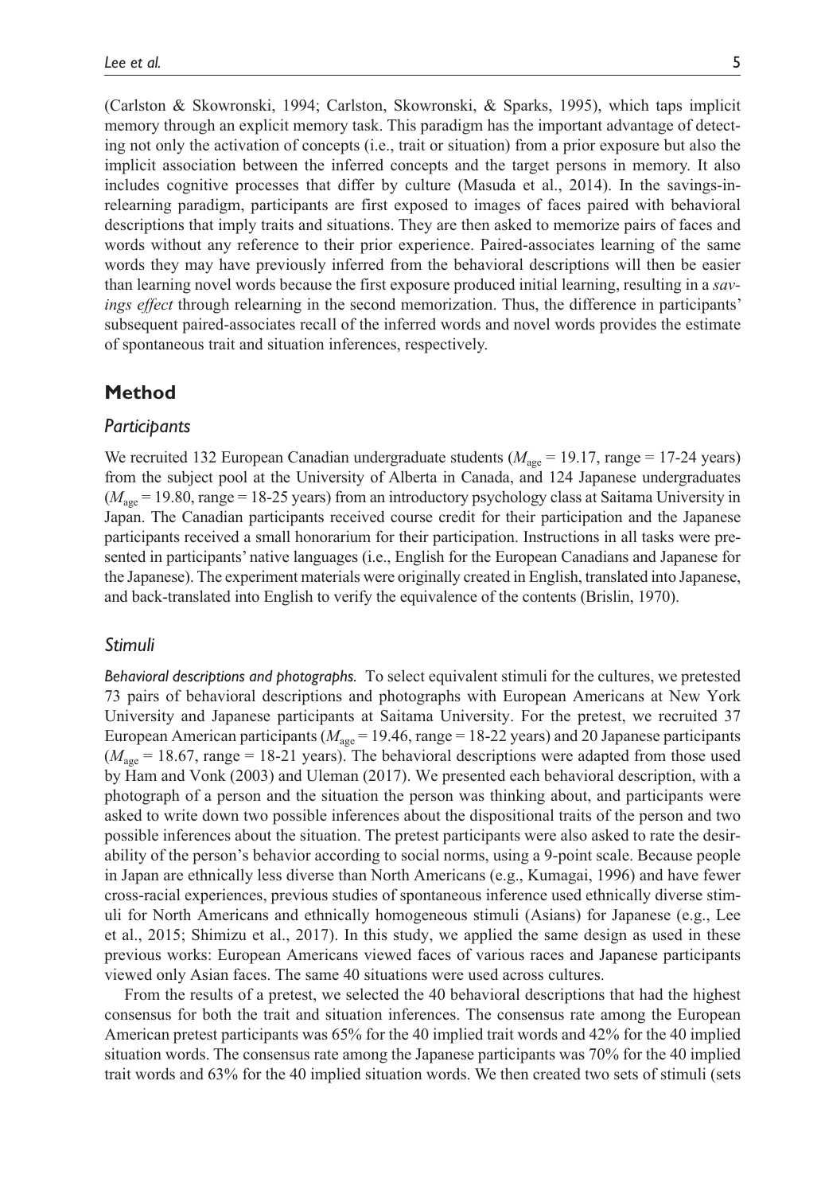(Carlston & Skowronski, 1994; Carlston, Skowronski, & Sparks, 1995), which taps implicit memory through an explicit memory task. This paradigm has the important advantage of detecting not only the activation of concepts (i.e., trait or situation) from a prior exposure but also the implicit association between the inferred concepts and the target persons in memory. It also includes cognitive processes that differ by culture (Masuda et al., 2014). In the savings-in-relearning paradigm, participants are first exposed to images of faces paired with behavioral descriptions that imply traits and situations. They are then asked to memorize pairs of faces and words without any reference to their prior experience. Paired-associates learning of the same words they may have previously inferred from the behavioral descriptions will then be easier than learning novel words because the first exposure produced initial learning, resulting in a *savings effect* through relearning in the second memorization. Thus, the difference in participants' subsequent paired-associates recall of the inferred words and novel words provides the estimate of spontaneous trait and situation inferences, respectively.

## Method

### Participants

We recruited 132 European Canadian undergraduate students ($M_{\text{age}}$ = 19.17, range = 17-24 years) from the subject pool at the University of Alberta in Canada, and 124 Japanese undergraduates ($M_{\text{age}}$ = 19.80, range = 18-25 years) from an introductory psychology class at Saitama University in Japan. The Canadian participants received course credit for their participation and the Japanese participants received a small honorarium for their participation. Instructions in all tasks were presented in participants' native languages (i.e., English for the European Canadians and Japanese for the Japanese). The experiment materials were originally created in English, translated into Japanese, and back-translated into English to verify the equivalence of the contents (Brislin, 1970).

### Stimuli

*Behavioral descriptions and photographs.* To select equivalent stimuli for the cultures, we pretested 73 pairs of behavioral descriptions and photographs with European Americans at New York University and Japanese participants at Saitama University. For the pretest, we recruited 37 European American participants ($M_{\text{age}}$ = 19.46, range = 18-22 years) and 20 Japanese participants ($M_{\text{age}}$ = 18.67, range = 18-21 years). The behavioral descriptions were adapted from those used by Ham and Vonk (2003) and Uleman (2017). We presented each behavioral description, with a photograph of a person and the situation the person was thinking about, and participants were asked to write down two possible inferences about the dispositional traits of the person and two possible inferences about the situation. The pretest participants were also asked to rate the desirability of the person's behavior according to social norms, using a 9-point scale. Because people in Japan are ethnically less diverse than North Americans (e.g., Kumagai, 1996) and have fewer cross-racial experiences, previous studies of spontaneous inference used ethnically diverse stimuli for North Americans and ethnically homogeneous stimuli (Asians) for Japanese (e.g., Lee et al., 2015; Shimizu et al., 2017). In this study, we applied the same design as used in these previous works: European Americans viewed faces of various races and Japanese participants viewed only Asian faces. The same 40 situations were used across cultures.

From the results of a pretest, we selected the 40 behavioral descriptions that had the highest consensus for both the trait and situation inferences. The consensus rate among the European American pretest participants was 65% for the 40 implied trait words and 42% for the 40 implied situation words. The consensus rate among the Japanese participants was 70% for the 40 implied trait words and 63% for the 40 implied situation words. We then created two sets of stimuli (sets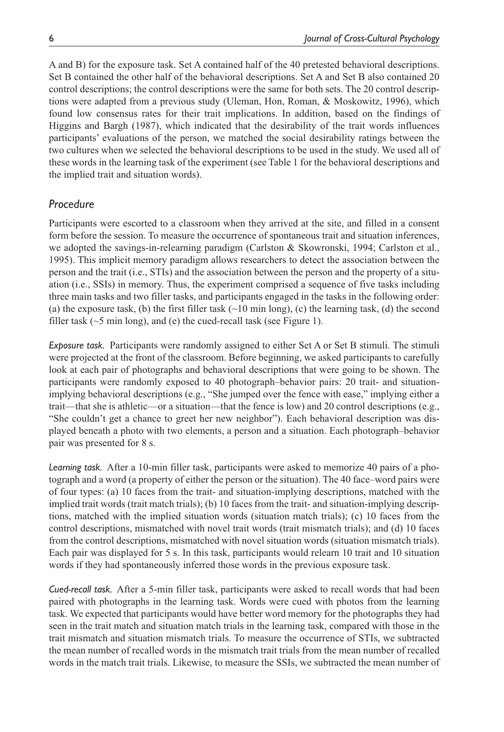A and B) for the exposure task. Set A contained half of the 40 pretested behavioral descriptions. Set B contained the other half of the behavioral descriptions. Set A and Set B also contained 20 control descriptions; the control descriptions were the same for both sets. The 20 control descriptions were adapted from a previous study (Uleman, Hon, Roman, & Moskowitz, 1996), which found low consensus rates for their trait implications. In addition, based on the findings of Higgins and Bargh (1987), which indicated that the desirability of the trait words influences participants' evaluations of the person, we matched the social desirability ratings between the two cultures when we selected the behavioral descriptions to be used in the study. We used all of these words in the learning task of the experiment (see Table 1 for the behavioral descriptions and the implied trait and situation words).

## Procedure

Participants were escorted to a classroom when they arrived at the site, and filled in a consent form before the session. To measure the occurrence of spontaneous trait and situation inferences, we adopted the savings-in-relearning paradigm (Carlston & Skowronski, 1994; Carlston et al., 1995). This implicit memory paradigm allows researchers to detect the association between the person and the trait (i.e., STIs) and the association between the person and the property of a situation (i.e., SSIs) in memory. Thus, the experiment comprised a sequence of five tasks including three main tasks and two filler tasks, and participants engaged in the tasks in the following order: (a) the exposure task, (b) the first filler task (~10 min long), (c) the learning task, (d) the second filler task (~5 min long), and (e) the cued-recall task (see Figure 1).

*Exposure task.* Participants were randomly assigned to either Set A or Set B stimuli. The stimuli were projected at the front of the classroom. Before beginning, we asked participants to carefully look at each pair of photographs and behavioral descriptions that were going to be shown. The participants were randomly exposed to 40 photograph–behavior pairs: 20 trait- and situation-implying behavioral descriptions (e.g., "She jumped over the fence with ease," implying either a trait—that she is athletic—or a situation—that the fence is low) and 20 control descriptions (e.g., "She couldn't get a chance to greet her new neighbor"). Each behavioral description was displayed beneath a photo with two elements, a person and a situation. Each photograph–behavior pair was presented for 8 s.

*Learning task.* After a 10-min filler task, participants were asked to memorize 40 pairs of a photograph and a word (a property of either the person or the situation). The 40 face–word pairs were of four types: (a) 10 faces from the trait- and situation-implying descriptions, matched with the implied trait words (trait match trials); (b) 10 faces from the trait- and situation-implying descriptions, matched with the implied situation words (situation match trials); (c) 10 faces from the control descriptions, mismatched with novel trait words (trait mismatch trials); and (d) 10 faces from the control descriptions, mismatched with novel situation words (situation mismatch trials). Each pair was displayed for 5 s. In this task, participants would relearn 10 trait and 10 situation words if they had spontaneously inferred those words in the previous exposure task.

*Cued-recall task.* After a 5-min filler task, participants were asked to recall words that had been paired with photographs in the learning task. Words were cued with photos from the learning task. We expected that participants would have better word memory for the photographs they had seen in the trait match and situation match trials in the learning task, compared with those in the trait mismatch and situation mismatch trials. To measure the occurrence of STIs, we subtracted the mean number of recalled words in the mismatch trait trials from the mean number of recalled words in the match trait trials. Likewise, to measure the SSIs, we subtracted the mean number of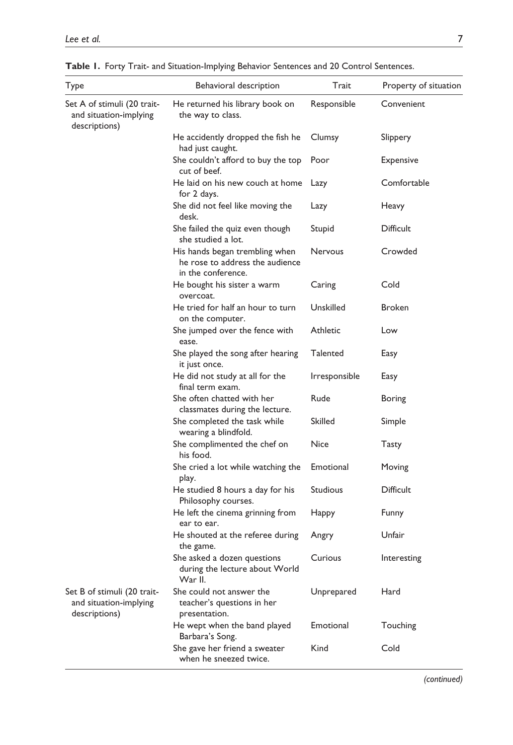**Table 1.** Forty Trait- and Situation-Implying Behavior Sentences and 20 Control Sentences.

| Type | Behavioral description | Trait | Property of situation |
|---|---|---|---|
| Set A of stimuli (20 trait- and situation-implying descriptions) | He returned his library book on the way to class. | Responsible | Convenient |
| | He accidently dropped the fish he had just caught. | Clumsy | Slippery |
| | She couldn't afford to buy the top cut of beef. | Poor | Expensive |
| | He laid on his new couch at home for 2 days. | Lazy | Comfortable |
| | She did not feel like moving the desk. | Lazy | Heavy |
| | She failed the quiz even though she studied a lot. | Stupid | Difficult |
| | His hands began trembling when he rose to address the audience in the conference. | Nervous | Crowded |
| | He bought his sister a warm overcoat. | Caring | Cold |
| | He tried for half an hour to turn on the computer. | Unskilled | Broken |
| | She jumped over the fence with ease. | Athletic | Low |
| | She played the song after hearing it just once. | Talented | Easy |
| | He did not study at all for the final term exam. | Irresponsible | Easy |
| | She often chatted with her classmates during the lecture. | Rude | Boring |
| | She completed the task while wearing a blindfold. | Skilled | Simple |
| | She complimented the chef on his food. | Nice | Tasty |
| | She cried a lot while watching the play. | Emotional | Moving |
| | He studied 8 hours a day for his Philosophy courses. | Studious | Difficult |
| | He left the cinema grinning from ear to ear. | Happy | Funny |
| | He shouted at the referee during the game. | Angry | Unfair |
| | She asked a dozen questions during the lecture about World War II. | Curious | Interesting |
| Set B of stimuli (20 trait- and situation-implying descriptions) | She could not answer the teacher's questions in her presentation. | Unprepared | Hard |
| | He wept when the band played Barbara's Song. | Emotional | Touching |
| | She gave her friend a sweater when he sneezed twice. | Kind | Cold |

*(continued)*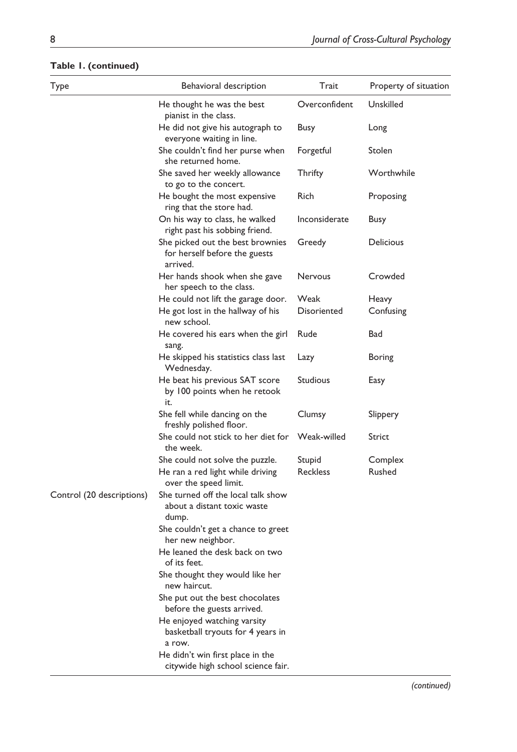**Table 1. (continued)**

| Type | Behavioral description | Trait | Property of situation |
|---|---|---|---|
| | He thought he was the best pianist in the class. | Overconfident | Unskilled |
| | He did not give his autograph to everyone waiting in line. | Busy | Long |
| | She couldn't find her purse when she returned home. | Forgetful | Stolen |
| | She saved her weekly allowance to go to the concert. | Thrifty | Worthwhile |
| | He bought the most expensive ring that the store had. | Rich | Proposing |
| | On his way to class, he walked right past his sobbing friend. | Inconsiderate | Busy |
| | She picked out the best brownies for herself before the guests arrived. | Greedy | Delicious |
| | Her hands shook when she gave her speech to the class. | Nervous | Crowded |
| | He could not lift the garage door. | Weak | Heavy |
| | He got lost in the hallway of his new school. | Disoriented | Confusing |
| | He covered his ears when the girl sang. | Rude | Bad |
| | He skipped his statistics class last Wednesday. | Lazy | Boring |
| | He beat his previous SAT score by 100 points when he retook it. | Studious | Easy |
| | She fell while dancing on the freshly polished floor. | Clumsy | Slippery |
| | She could not stick to her diet for the week. | Weak-willed | Strict |
| | She could not solve the puzzle. | Stupid | Complex |
| | He ran a red light while driving over the speed limit. | Reckless | Rushed |
| Control (20 descriptions) | She turned off the local talk show about a distant toxic waste dump. | | |
| | She couldn't get a chance to greet her new neighbor. | | |
| | He leaned the desk back on two of its feet. | | |
| | She thought they would like her new haircut. | | |
| | She put out the best chocolates before the guests arrived. | | |
| | He enjoyed watching varsity basketball tryouts for 4 years in a row. | | |
| | He didn't win first place in the citywide high school science fair. | | |

*(continued)*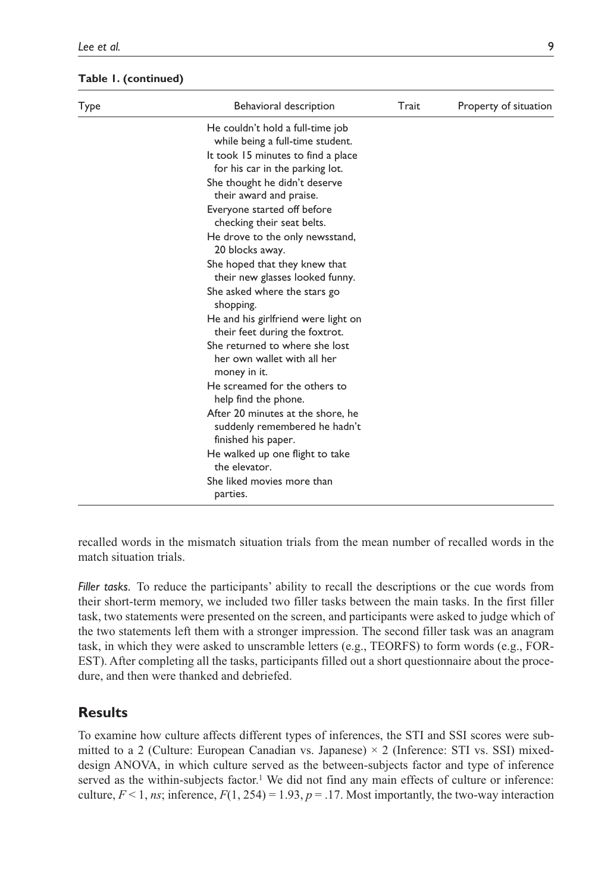**Table 1. (continued)**

| Type | Behavioral description | Trait | Property of situation |
|---|---|---|---|
| | He couldn't hold a full-time job while being a full-time student. | | |
| | It took 15 minutes to find a place for his car in the parking lot. | | |
| | She thought he didn't deserve their award and praise. | | |
| | Everyone started off before checking their seat belts. | | |
| | He drove to the only newsstand, 20 blocks away. | | |
| | She hoped that they knew that their new glasses looked funny. | | |
| | She asked where the stars go shopping. | | |
| | He and his girlfriend were light on their feet during the foxtrot. | | |
| | She returned to where she lost her own wallet with all her money in it. | | |
| | He screamed for the others to help find the phone. | | |
| | After 20 minutes at the shore, he suddenly remembered he hadn't finished his paper. | | |
| | He walked up one flight to take the elevator. | | |
| | She liked movies more than parties. | | |

recalled words in the mismatch situation trials from the mean number of recalled words in the match situation trials.

*Filler tasks.* To reduce the participants' ability to recall the descriptions or the cue words from their short-term memory, we included two filler tasks between the main tasks. In the first filler task, two statements were presented on the screen, and participants were asked to judge which of the two statements left them with a stronger impression. The second filler task was an anagram task, in which they were asked to unscramble letters (e.g., TEORFS) to form words (e.g., FOREST). After completing all the tasks, participants filled out a short questionnaire about the procedure, and then were thanked and debriefed.

## Results

To examine how culture affects different types of inferences, the STI and SSI scores were submitted to a 2 (Culture: European Canadian vs. Japanese) × 2 (Inference: STI vs. SSI) mixed-design ANOVA, in which culture served as the between-subjects factor and type of inference served as the within-subjects factor.[1] We did not find any main effects of culture or inference: culture, $F < 1$, *ns*; inference, $F(1, 254) = 1.93$, $p = .17$. Most importantly, the two-way interaction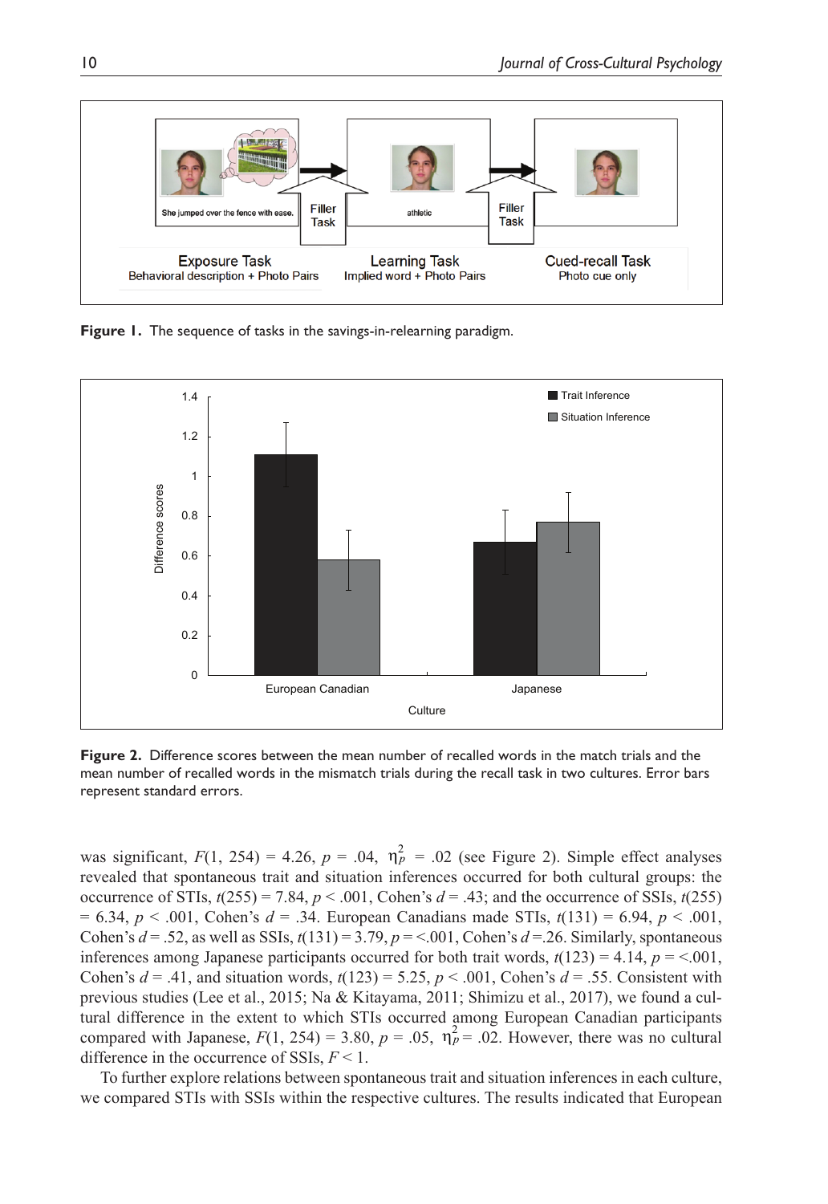**Figure 1.** The sequence of tasks in the savings-in-relearning paradigm.

**Figure 2.** Difference scores between the mean number of recalled words in the match trials and the mean number of recalled words in the mismatch trials during the recall task in two cultures. Error bars represent standard errors.

was significant, $F(1, 254) = 4.26$, $p = .04$, $\eta_p^2 = .02$ (see Figure 2). Simple effect analyses revealed that spontaneous trait and situation inferences occurred for both cultural groups: the occurrence of STIs, $t(255) = 7.84$, $p < .001$, Cohen's $d = .43$; and the occurrence of SSIs, $t(255) = 6.34$, $p < .001$, Cohen's $d = .34$. European Canadians made STIs, $t(131) = 6.94$, $p < .001$, Cohen's $d = .52$, as well as SSIs, $t(131) = 3.79$, $p = <.001$, Cohen's $d = .26$. Similarly, spontaneous inferences among Japanese participants occurred for both trait words, $t(123) = 4.14$, $p = <.001$, Cohen's $d = .41$, and situation words, $t(123) = 5.25$, $p < .001$, Cohen's $d = .55$. Consistent with previous studies (Lee et al., 2015; Na & Kitayama, 2011; Shimizu et al., 2017), we found a cultural difference in the extent to which STIs occurred among European Canadian participants compared with Japanese, $F(1, 254) = 3.80$, $p = .05$, $\eta_p^2 = .02$. However, there was no cultural difference in the occurrence of SSIs, $F < 1$.

To further explore relations between spontaneous trait and situation inferences in each culture, we compared STIs with SSIs within the respective cultures. The results indicated that European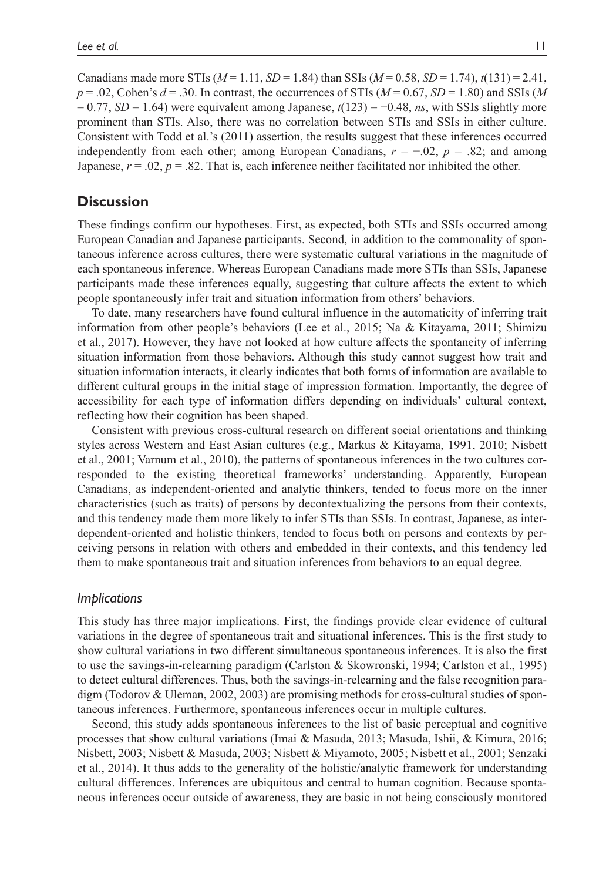Canadians made more STIs ($M = 1.11$, $SD = 1.84$) than SSIs ($M = 0.58$, $SD = 1.74$), $t(131) = 2.41$, $p = .02$, Cohen's $d = .30$. In contrast, the occurrences of STIs ($M = 0.67$, $SD = 1.80$) and SSIs ($M = 0.77$, $SD = 1.64$) were equivalent among Japanese, $t(123) = -0.48$, *ns*, with SSIs slightly more prominent than STIs. Also, there was no correlation between STIs and SSIs in either culture. Consistent with Todd et al.'s (2011) assertion, the results suggest that these inferences occurred independently from each other; among European Canadians, $r = -.02$, $p = .82$; and among Japanese, $r = .02$, $p = .82$. That is, each inference neither facilitated nor inhibited the other.

## Discussion

These findings confirm our hypotheses. First, as expected, both STIs and SSIs occurred among European Canadian and Japanese participants. Second, in addition to the commonality of spontaneous inference across cultures, there were systematic cultural variations in the magnitude of each spontaneous inference. Whereas European Canadians made more STIs than SSIs, Japanese participants made these inferences equally, suggesting that culture affects the extent to which people spontaneously infer trait and situation information from others' behaviors.

To date, many researchers have found cultural influence in the automaticity of inferring trait information from other people's behaviors (Lee et al., 2015; Na & Kitayama, 2011; Shimizu et al., 2017). However, they have not looked at how culture affects the spontaneity of inferring situation information from those behaviors. Although this study cannot suggest how trait and situation information interacts, it clearly indicates that both forms of information are available to different cultural groups in the initial stage of impression formation. Importantly, the degree of accessibility for each type of information differs depending on individuals' cultural context, reflecting how their cognition has been shaped.

Consistent with previous cross-cultural research on different social orientations and thinking styles across Western and East Asian cultures (e.g., Markus & Kitayama, 1991, 2010; Nisbett et al., 2001; Varnum et al., 2010), the patterns of spontaneous inferences in the two cultures corresponded to the existing theoretical frameworks' understanding. Apparently, European Canadians, as independent-oriented and analytic thinkers, tended to focus more on the inner characteristics (such as traits) of persons by decontextualizing the persons from their contexts, and this tendency made them more likely to infer STIs than SSIs. In contrast, Japanese, as interdependent-oriented and holistic thinkers, tended to focus both on persons and contexts by perceiving persons in relation with others and embedded in their contexts, and this tendency led them to make spontaneous trait and situation inferences from behaviors to an equal degree.

### *Implications*

This study has three major implications. First, the findings provide clear evidence of cultural variations in the degree of spontaneous trait and situational inferences. This is the first study to show cultural variations in two different simultaneous spontaneous inferences. It is also the first to use the savings-in-relearning paradigm (Carlston & Skowronski, 1994; Carlston et al., 1995) to detect cultural differences. Thus, both the savings-in-relearning and the false recognition paradigm (Todorov & Uleman, 2002, 2003) are promising methods for cross-cultural studies of spontaneous inferences. Furthermore, spontaneous inferences occur in multiple cultures.

Second, this study adds spontaneous inferences to the list of basic perceptual and cognitive processes that show cultural variations (Imai & Masuda, 2013; Masuda, Ishii, & Kimura, 2016; Nisbett, 2003; Nisbett & Masuda, 2003; Nisbett & Miyamoto, 2005; Nisbett et al., 2001; Senzaki et al., 2014). It thus adds to the generality of the holistic/analytic framework for understanding cultural differences. Inferences are ubiquitous and central to human cognition. Because spontaneous inferences occur outside of awareness, they are basic in not being consciously monitored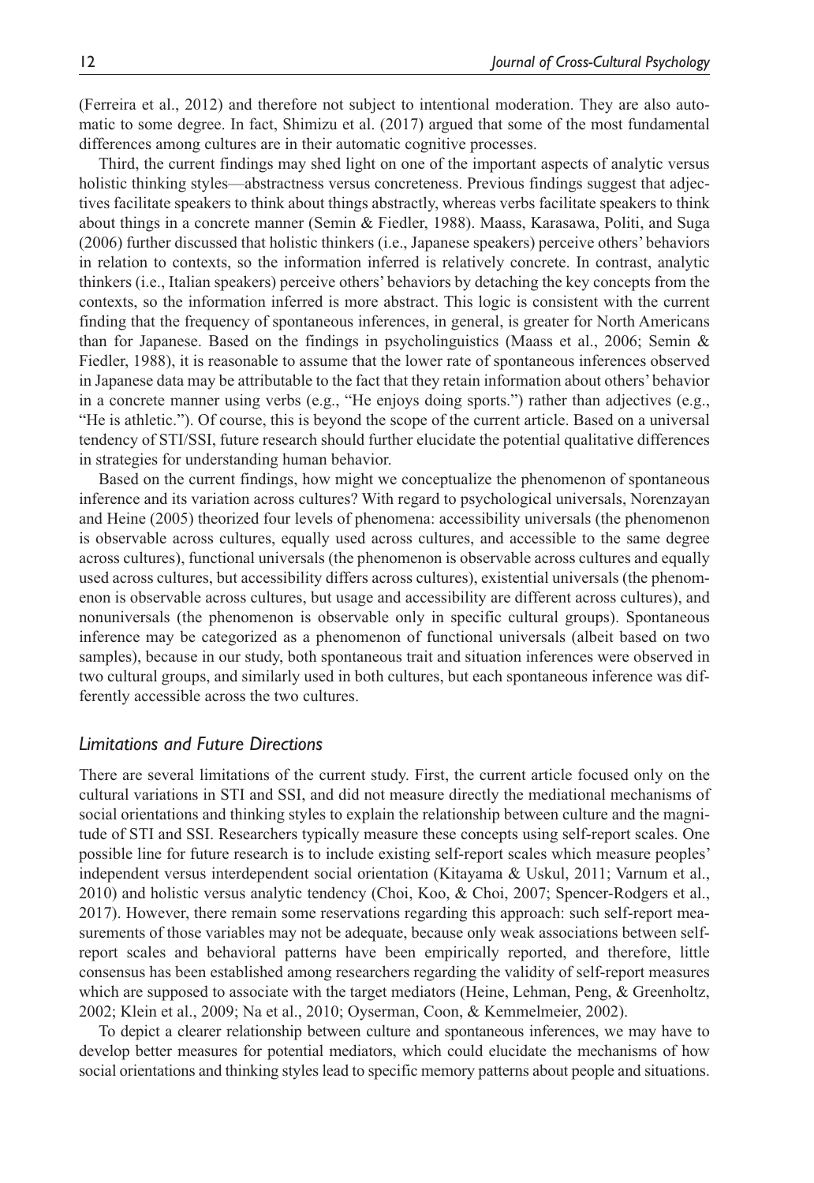(Ferreira et al., 2012) and therefore not subject to intentional moderation. They are also automatic to some degree. In fact, Shimizu et al. (2017) argued that some of the most fundamental differences among cultures are in their automatic cognitive processes.

Third, the current findings may shed light on one of the important aspects of analytic versus holistic thinking styles—abstractness versus concreteness. Previous findings suggest that adjectives facilitate speakers to think about things abstractly, whereas verbs facilitate speakers to think about things in a concrete manner (Semin & Fiedler, 1988). Maass, Karasawa, Politi, and Suga (2006) further discussed that holistic thinkers (i.e., Japanese speakers) perceive others' behaviors in relation to contexts, so the information inferred is relatively concrete. In contrast, analytic thinkers (i.e., Italian speakers) perceive others' behaviors by detaching the key concepts from the contexts, so the information inferred is more abstract. This logic is consistent with the current finding that the frequency of spontaneous inferences, in general, is greater for North Americans than for Japanese. Based on the findings in psycholinguistics (Maass et al., 2006; Semin & Fiedler, 1988), it is reasonable to assume that the lower rate of spontaneous inferences observed in Japanese data may be attributable to the fact that they retain information about others' behavior in a concrete manner using verbs (e.g., "He enjoys doing sports.") rather than adjectives (e.g., "He is athletic."). Of course, this is beyond the scope of the current article. Based on a universal tendency of STI/SSI, future research should further elucidate the potential qualitative differences in strategies for understanding human behavior.

Based on the current findings, how might we conceptualize the phenomenon of spontaneous inference and its variation across cultures? With regard to psychological universals, Norenzayan and Heine (2005) theorized four levels of phenomena: accessibility universals (the phenomenon is observable across cultures, equally used across cultures, and accessible to the same degree across cultures), functional universals (the phenomenon is observable across cultures and equally used across cultures, but accessibility differs across cultures), existential universals (the phenomenon is observable across cultures, but usage and accessibility are different across cultures), and nonuniversals (the phenomenon is observable only in specific cultural groups). Spontaneous inference may be categorized as a phenomenon of functional universals (albeit based on two samples), because in our study, both spontaneous trait and situation inferences were observed in two cultural groups, and similarly used in both cultures, but each spontaneous inference was differently accessible across the two cultures.

### *Limitations and Future Directions*

There are several limitations of the current study. First, the current article focused only on the cultural variations in STI and SSI, and did not measure directly the mediational mechanisms of social orientations and thinking styles to explain the relationship between culture and the magnitude of STI and SSI. Researchers typically measure these concepts using self-report scales. One possible line for future research is to include existing self-report scales which measure peoples' independent versus interdependent social orientation (Kitayama & Uskul, 2011; Varnum et al., 2010) and holistic versus analytic tendency (Choi, Koo, & Choi, 2007; Spencer-Rodgers et al., 2017). However, there remain some reservations regarding this approach: such self-report measurements of those variables may not be adequate, because only weak associations between self-report scales and behavioral patterns have been empirically reported, and therefore, little consensus has been established among researchers regarding the validity of self-report measures which are supposed to associate with the target mediators (Heine, Lehman, Peng, & Greenholtz, 2002; Klein et al., 2009; Na et al., 2010; Oyserman, Coon, & Kemmelmeier, 2002).

To depict a clearer relationship between culture and spontaneous inferences, we may have to develop better measures for potential mediators, which could elucidate the mechanisms of how social orientations and thinking styles lead to specific memory patterns about people and situations.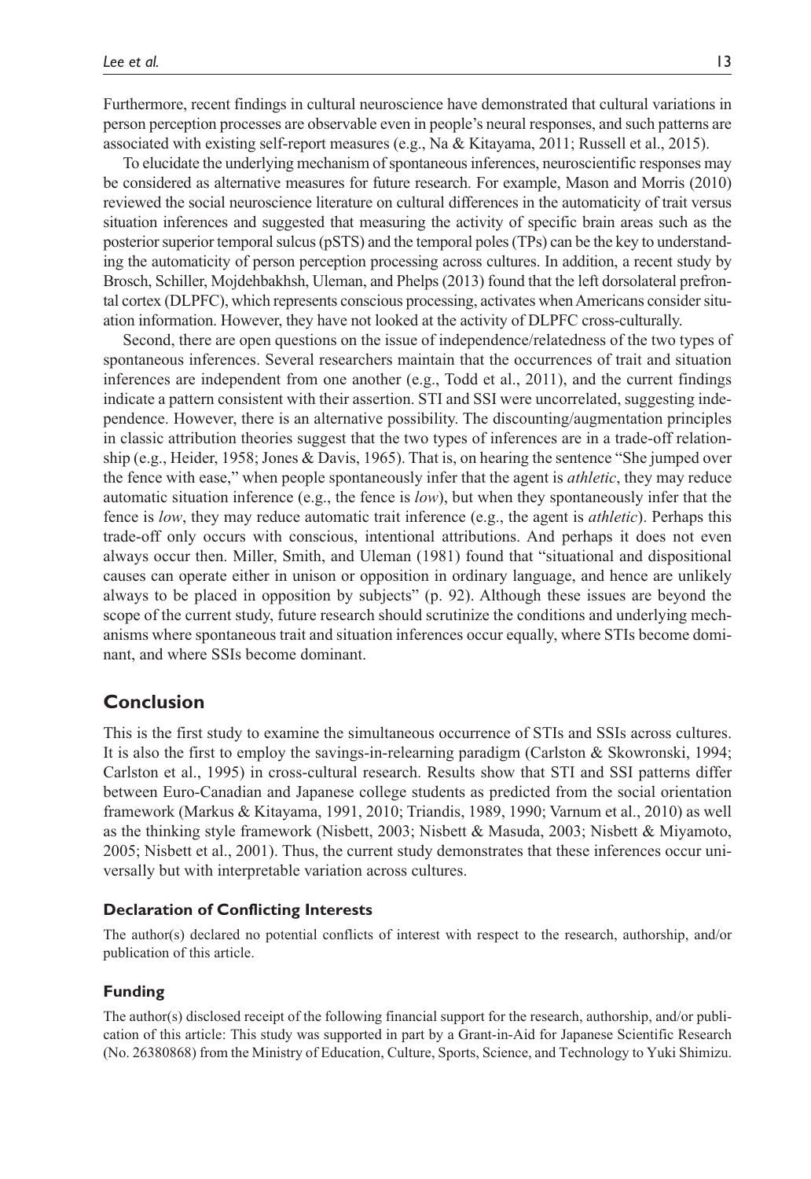Furthermore, recent findings in cultural neuroscience have demonstrated that cultural variations in person perception processes are observable even in people's neural responses, and such patterns are associated with existing self-report measures (e.g., Na & Kitayama, 2011; Russell et al., 2015).

To elucidate the underlying mechanism of spontaneous inferences, neuroscientific responses may be considered as alternative measures for future research. For example, Mason and Morris (2010) reviewed the social neuroscience literature on cultural differences in the automaticity of trait versus situation inferences and suggested that measuring the activity of specific brain areas such as the posterior superior temporal sulcus (pSTS) and the temporal poles (TPs) can be the key to understanding the automaticity of person perception processing across cultures. In addition, a recent study by Brosch, Schiller, Mojdehbakhsh, Uleman, and Phelps (2013) found that the left dorsolateral prefrontal cortex (DLPFC), which represents conscious processing, activates when Americans consider situation information. However, they have not looked at the activity of DLPFC cross-culturally.

Second, there are open questions on the issue of independence/relatedness of the two types of spontaneous inferences. Several researchers maintain that the occurrences of trait and situation inferences are independent from one another (e.g., Todd et al., 2011), and the current findings indicate a pattern consistent with their assertion. STI and SSI were uncorrelated, suggesting independence. However, there is an alternative possibility. The discounting/augmentation principles in classic attribution theories suggest that the two types of inferences are in a trade-off relationship (e.g., Heider, 1958; Jones & Davis, 1965). That is, on hearing the sentence "She jumped over the fence with ease," when people spontaneously infer that the agent is *athletic*, they may reduce automatic situation inference (e.g., the fence is *low*), but when they spontaneously infer that the fence is *low*, they may reduce automatic trait inference (e.g., the agent is *athletic*). Perhaps this trade-off only occurs with conscious, intentional attributions. And perhaps it does not even always occur then. Miller, Smith, and Uleman (1981) found that "situational and dispositional causes can operate either in unison or opposition in ordinary language, and hence are unlikely always to be placed in opposition by subjects" (p. 92). Although these issues are beyond the scope of the current study, future research should scrutinize the conditions and underlying mechanisms where spontaneous trait and situation inferences occur equally, where STIs become dominant, and where SSIs become dominant.

## Conclusion

This is the first study to examine the simultaneous occurrence of STIs and SSIs across cultures. It is also the first to employ the savings-in-relearning paradigm (Carlston & Skowronski, 1994; Carlston et al., 1995) in cross-cultural research. Results show that STI and SSI patterns differ between Euro-Canadian and Japanese college students as predicted from the social orientation framework (Markus & Kitayama, 1991, 2010; Triandis, 1989, 1990; Varnum et al., 2010) as well as the thinking style framework (Nisbett, 2003; Nisbett & Masuda, 2003; Nisbett & Miyamoto, 2005; Nisbett et al., 2001). Thus, the current study demonstrates that these inferences occur universally but with interpretable variation across cultures.

### Declaration of Conflicting Interests

The author(s) declared no potential conflicts of interest with respect to the research, authorship, and/or publication of this article.

### Funding

The author(s) disclosed receipt of the following financial support for the research, authorship, and/or publication of this article: This study was supported in part by a Grant-in-Aid for Japanese Scientific Research (No. 26380868) from the Ministry of Education, Culture, Sports, Science, and Technology to Yuki Shimizu.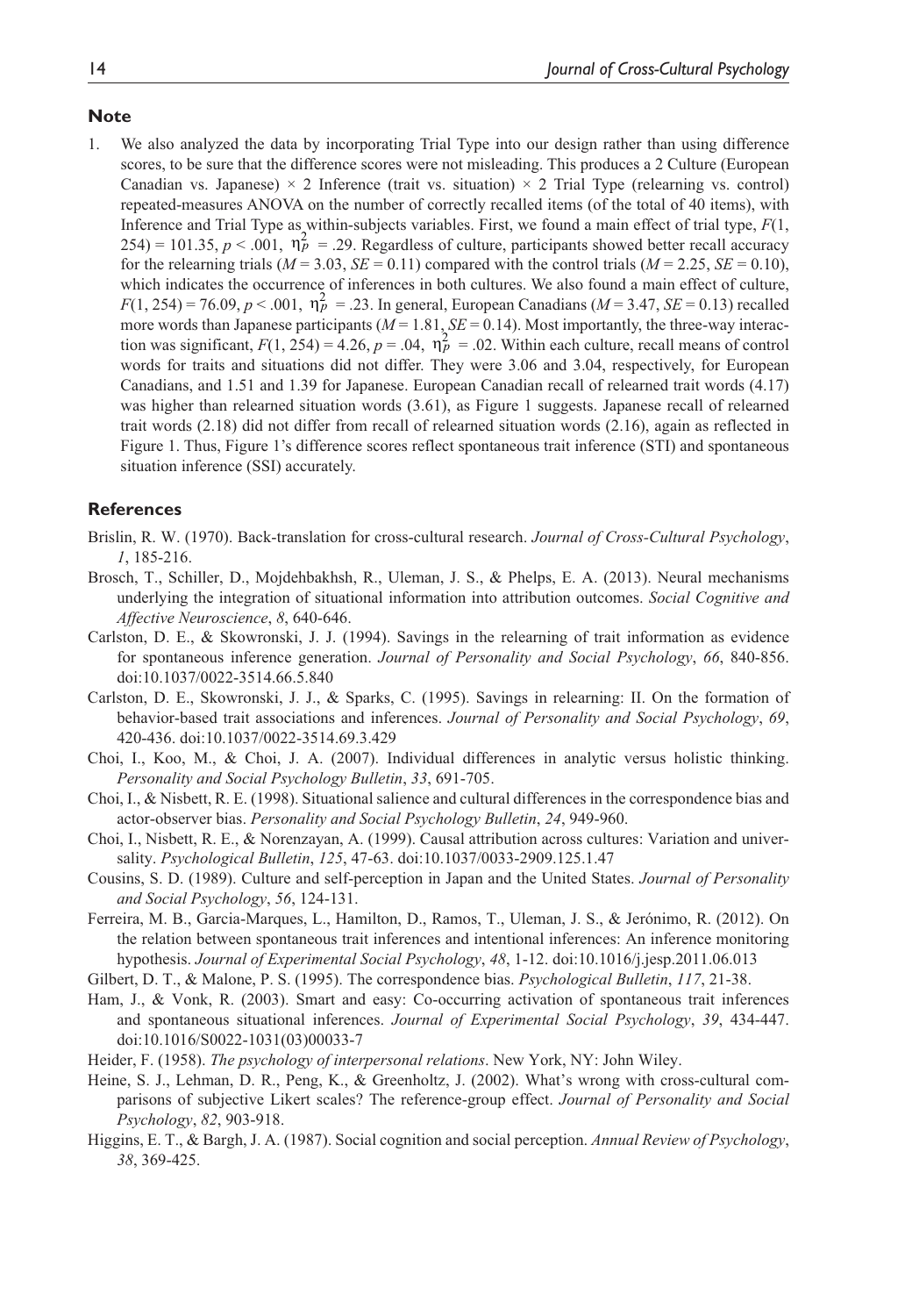## Note

1. We also analyzed the data by incorporating Trial Type into our design rather than using difference scores, to be sure that the difference scores were not misleading. This produces a 2 Culture (European Canadian vs. Japanese) × 2 Inference (trait vs. situation) × 2 Trial Type (relearning vs. control) repeated-measures ANOVA on the number of correctly recalled items (of the total of 40 items), with Inference and Trial Type as within-subjects variables. First, we found a main effect of trial type, $F(1, 254) = 101.35$, $p < .001$, $\eta_p^2 = .29$. Regardless of culture, participants showed better recall accuracy for the relearning trials ($M = 3.03$, $SE = 0.11$) compared with the control trials ($M = 2.25$, $SE = 0.10$), which indicates the occurrence of inferences in both cultures. We also found a main effect of culture, $F(1, 254) = 76.09$, $p < .001$, $\eta_p^2 = .23$. In general, European Canadians ($M = 3.47$, $SE = 0.13$) recalled more words than Japanese participants ($M = 1.81$, $SE = 0.14$). Most importantly, the three-way interaction was significant, $F(1, 254) = 4.26$, $p = .04$, $\eta_p^2 = .02$. Within each culture, recall means of control words for traits and situations did not differ. They were 3.06 and 3.04, respectively, for European Canadians, and 1.51 and 1.39 for Japanese. European Canadian recall of relearned trait words (4.17) was higher than relearned situation words (3.61), as Figure 1 suggests. Japanese recall of relearned trait words (2.18) did not differ from recall of relearned situation words (2.16), again as reflected in Figure 1. Thus, Figure 1's difference scores reflect spontaneous trait inference (STI) and spontaneous situation inference (SSI) accurately.

## References

Brislin, R. W. (1970). Back-translation for cross-cultural research. *Journal of Cross-Cultural Psychology*, *1*, 185-216.

Brosch, T., Schiller, D., Mojdehbakhsh, R., Uleman, J. S., & Phelps, E. A. (2013). Neural mechanisms underlying the integration of situational information into attribution outcomes. *Social Cognitive and Affective Neuroscience*, *8*, 640-646.

Carlston, D. E., & Skowronski, J. J. (1994). Savings in the relearning of trait information as evidence for spontaneous inference generation. *Journal of Personality and Social Psychology*, *66*, 840-856. doi:10.1037/0022-3514.66.5.840

Carlston, D. E., Skowronski, J. J., & Sparks, C. (1995). Savings in relearning: II. On the formation of behavior-based trait associations and inferences. *Journal of Personality and Social Psychology*, *69*, 420-436. doi:10.1037/0022-3514.69.3.429

Choi, I., Koo, M., & Choi, J. A. (2007). Individual differences in analytic versus holistic thinking. *Personality and Social Psychology Bulletin*, *33*, 691-705.

Choi, I., & Nisbett, R. E. (1998). Situational salience and cultural differences in the correspondence bias and actor-observer bias. *Personality and Social Psychology Bulletin*, *24*, 949-960.

Choi, I., Nisbett, R. E., & Norenzayan, A. (1999). Causal attribution across cultures: Variation and universality. *Psychological Bulletin*, *125*, 47-63. doi:10.1037/0033-2909.125.1.47

Cousins, S. D. (1989). Culture and self-perception in Japan and the United States. *Journal of Personality and Social Psychology*, *56*, 124-131.

Ferreira, M. B., Garcia-Marques, L., Hamilton, D., Ramos, T., Uleman, J. S., & Jerónimo, R. (2012). On the relation between spontaneous trait inferences and intentional inferences: An inference monitoring hypothesis. *Journal of Experimental Social Psychology*, *48*, 1-12. doi:10.1016/j.jesp.2011.06.013

Gilbert, D. T., & Malone, P. S. (1995). The correspondence bias. *Psychological Bulletin*, *117*, 21-38.

Ham, J., & Vonk, R. (2003). Smart and easy: Co-occurring activation of spontaneous trait inferences and spontaneous situational inferences. *Journal of Experimental Social Psychology*, *39*, 434-447. doi:10.1016/S0022-1031(03)00033-7

Heider, F. (1958). *The psychology of interpersonal relations*. New York, NY: John Wiley.

Heine, S. J., Lehman, D. R., Peng, K., & Greenholtz, J. (2002). What's wrong with cross-cultural comparisons of subjective Likert scales? The reference-group effect. *Journal of Personality and Social Psychology*, *82*, 903-918.

Higgins, E. T., & Bargh, J. A. (1987). Social cognition and social perception. *Annual Review of Psychology*, *38*, 369-425.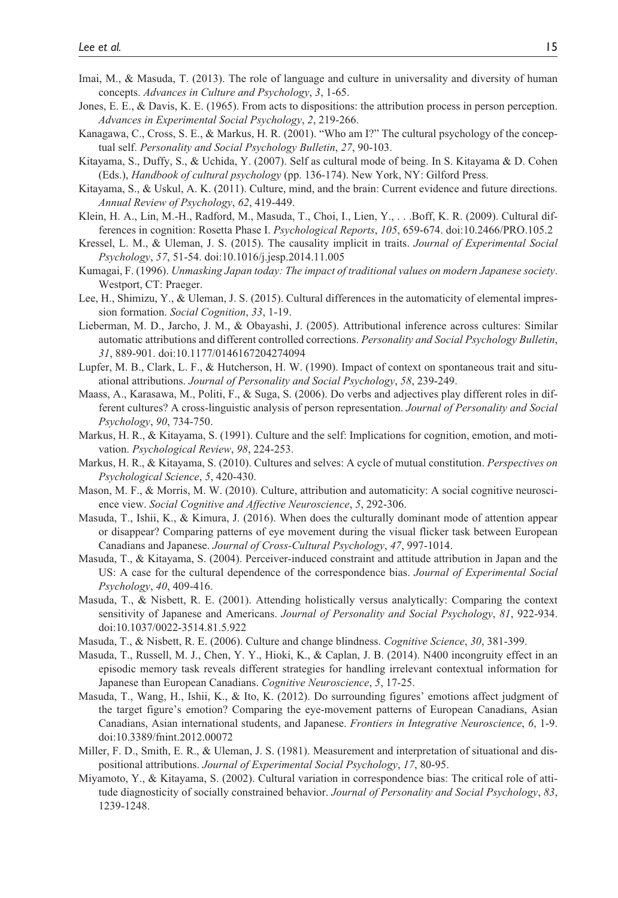Imai, M., & Masuda, T. (2013). The role of language and culture in universality and diversity of human concepts. *Advances in Culture and Psychology*, *3*, 1-65.

Jones, E. E., & Davis, K. E. (1965). From acts to dispositions: the attribution process in person perception. *Advances in Experimental Social Psychology*, *2*, 219-266.

Kanagawa, C., Cross, S. E., & Markus, H. R. (2001). "Who am I?" The cultural psychology of the conceptual self. *Personality and Social Psychology Bulletin*, *27*, 90-103.

Kitayama, S., Duffy, S., & Uchida, Y. (2007). Self as cultural mode of being. In S. Kitayama & D. Cohen (Eds.), *Handbook of cultural psychology* (pp. 136-174). New York, NY: Gilford Press.

Kitayama, S., & Uskul, A. K. (2011). Culture, mind, and the brain: Current evidence and future directions. *Annual Review of Psychology*, *62*, 419-449.

Klein, H. A., Lin, M.-H., Radford, M., Masuda, T., Choi, I., Lien, Y., . . .Boff, K. R. (2009). Cultural differences in cognition: Rosetta Phase I. *Psychological Reports*, *105*, 659-674. doi:10.2466/PRO.105.2

Kressel, L. M., & Uleman, J. S. (2015). The causality implicit in traits. *Journal of Experimental Social Psychology*, *57*, 51-54. doi:10.1016/j.jesp.2014.11.005

Kumagai, F. (1996). *Unmasking Japan today: The impact of traditional values on modern Japanese society*. Westport, CT: Praeger.

Lee, H., Shimizu, Y., & Uleman, J. S. (2015). Cultural differences in the automaticity of elemental impression formation. *Social Cognition*, *33*, 1-19.

Lieberman, M. D., Jarcho, J. M., & Obayashi, J. (2005). Attributional inference across cultures: Similar automatic attributions and different controlled corrections. *Personality and Social Psychology Bulletin*, *31*, 889-901. doi:10.1177/0146167204274094

Lupfer, M. B., Clark, L. F., & Hutcherson, H. W. (1990). Impact of context on spontaneous trait and situational attributions. *Journal of Personality and Social Psychology*, *58*, 239-249.

Maass, A., Karasawa, M., Politi, F., & Suga, S. (2006). Do verbs and adjectives play different roles in different cultures? A cross-linguistic analysis of person representation. *Journal of Personality and Social Psychology*, *90*, 734-750.

Markus, H. R., & Kitayama, S. (1991). Culture and the self: Implications for cognition, emotion, and motivation. *Psychological Review*, *98*, 224-253.

Markus, H. R., & Kitayama, S. (2010). Cultures and selves: A cycle of mutual constitution. *Perspectives on Psychological Science*, *5*, 420-430.

Mason, M. F., & Morris, M. W. (2010). Culture, attribution and automaticity: A social cognitive neuroscience view. *Social Cognitive and Affective Neuroscience*, *5*, 292-306.

Masuda, T., Ishii, K., & Kimura, J. (2016). When does the culturally dominant mode of attention appear or disappear? Comparing patterns of eye movement during the visual flicker task between European Canadians and Japanese. *Journal of Cross-Cultural Psychology*, *47*, 997-1014.

Masuda, T., & Kitayama, S. (2004). Perceiver-induced constraint and attitude attribution in Japan and the US: A case for the cultural dependence of the correspondence bias. *Journal of Experimental Social Psychology*, *40*, 409-416.

Masuda, T., & Nisbett, R. E. (2001). Attending holistically versus analytically: Comparing the context sensitivity of Japanese and Americans. *Journal of Personality and Social Psychology*, *81*, 922-934. doi:10.1037/0022-3514.81.5.922

Masuda, T., & Nisbett, R. E. (2006). Culture and change blindness. *Cognitive Science*, *30*, 381-399.

Masuda, T., Russell, M. J., Chen, Y. Y., Hioki, K., & Caplan, J. B. (2014). N400 incongruity effect in an episodic memory task reveals different strategies for handling irrelevant contextual information for Japanese than European Canadians. *Cognitive Neuroscience*, *5*, 17-25.

Masuda, T., Wang, H., Ishii, K., & Ito, K. (2012). Do surrounding figures' emotions affect judgment of the target figure's emotion? Comparing the eye-movement patterns of European Canadians, Asian Canadians, Asian international students, and Japanese. *Frontiers in Integrative Neuroscience*, *6*, 1-9. doi:10.3389/fnint.2012.00072

Miller, F. D., Smith, E. R., & Uleman, J. S. (1981). Measurement and interpretation of situational and dispositional attributions. *Journal of Experimental Social Psychology*, *17*, 80-95.

Miyamoto, Y., & Kitayama, S. (2002). Cultural variation in correspondence bias: The critical role of attitude diagnosticity of socially constrained behavior. *Journal of Personality and Social Psychology*, *83*, 1239-1248.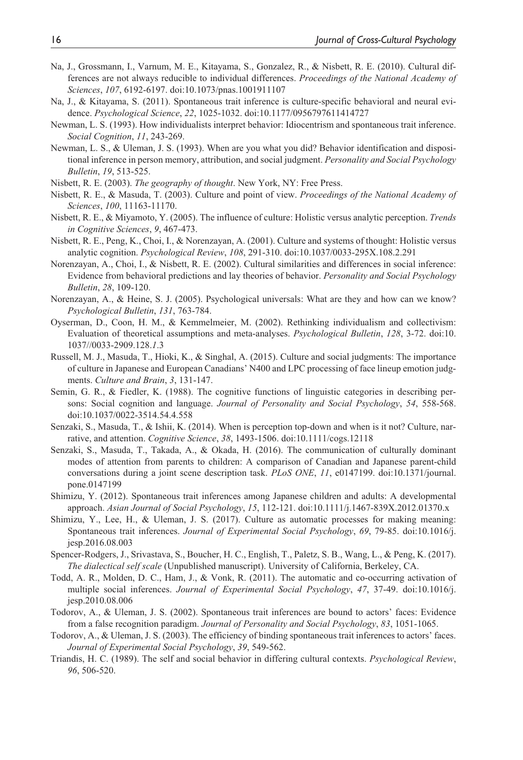Na, J., Grossmann, I., Varnum, M. E., Kitayama, S., Gonzalez, R., & Nisbett, R. E. (2010). Cultural differences are not always reducible to individual differences. *Proceedings of the National Academy of Sciences*, *107*, 6192-6197. doi:10.1073/pnas.1001911107

Na, J., & Kitayama, S. (2011). Spontaneous trait inference is culture-specific behavioral and neural evidence. *Psychological Science*, *22*, 1025-1032. doi:10.1177/0956797611414727

Newman, L. S. (1993). How individualists interpret behavior: Idiocentrism and spontaneous trait inference. *Social Cognition*, *11*, 243-269.

Newman, L. S., & Uleman, J. S. (1993). When are you what you did? Behavior identification and dispositional inference in person memory, attribution, and social judgment. *Personality and Social Psychology Bulletin*, *19*, 513-525.

Nisbett, R. E. (2003). *The geography of thought*. New York, NY: Free Press.

Nisbett, R. E., & Masuda, T. (2003). Culture and point of view. *Proceedings of the National Academy of Sciences*, *100*, 11163-11170.

Nisbett, R. E., & Miyamoto, Y. (2005). The influence of culture: Holistic versus analytic perception. *Trends in Cognitive Sciences*, *9*, 467-473.

Nisbett, R. E., Peng, K., Choi, I., & Norenzayan, A. (2001). Culture and systems of thought: Holistic versus analytic cognition. *Psychological Review*, *108*, 291-310. doi:10.1037/0033-295X.108.2.291

Norenzayan, A., Choi, I., & Nisbett, R. E. (2002). Cultural similarities and differences in social inference: Evidence from behavioral predictions and lay theories of behavior. *Personality and Social Psychology Bulletin*, *28*, 109-120.

Norenzayan, A., & Heine, S. J. (2005). Psychological universals: What are they and how can we know? *Psychological Bulletin*, *131*, 763-784.

Oyserman, D., Coon, H. M., & Kemmelmeier, M. (2002). Rethinking individualism and collectivism: Evaluation of theoretical assumptions and meta-analyses. *Psychological Bulletin*, *128*, 3-72. doi:10.1037//0033-2909.128.*1*.3

Russell, M. J., Masuda, T., Hioki, K., & Singhal, A. (2015). Culture and social judgments: The importance of culture in Japanese and European Canadians' N400 and LPC processing of face lineup emotion judgments. *Culture and Brain*, *3*, 131-147.

Semin, G. R., & Fiedler, K. (1988). The cognitive functions of linguistic categories in describing persons: Social cognition and language. *Journal of Personality and Social Psychology*, *54*, 558-568. doi:10.1037/0022-3514.54.4.558

Senzaki, S., Masuda, T., & Ishii, K. (2014). When is perception top-down and when is it not? Culture, narrative, and attention. *Cognitive Science*, *38*, 1493-1506. doi:10.1111/cogs.12118

Senzaki, S., Masuda, T., Takada, A., & Okada, H. (2016). The communication of culturally dominant modes of attention from parents to children: A comparison of Canadian and Japanese parent-child conversations during a joint scene description task. *PLoS ONE*, *11*, e0147199. doi:10.1371/journal.pone.0147199

Shimizu, Y. (2012). Spontaneous trait inferences among Japanese children and adults: A developmental approach. *Asian Journal of Social Psychology*, *15*, 112-121. doi:10.1111/j.1467-839X.2012.01370.x

Shimizu, Y., Lee, H., & Uleman, J. S. (2017). Culture as automatic processes for making meaning: Spontaneous trait inferences. *Journal of Experimental Social Psychology*, *69*, 79-85. doi:10.1016/j.jesp.2016.08.003

Spencer-Rodgers, J., Srivastava, S., Boucher, H. C., English, T., Paletz, S. B., Wang, L., & Peng, K. (2017). *The dialectical self scale* (Unpublished manuscript). University of California, Berkeley, CA.

Todd, A. R., Molden, D. C., Ham, J., & Vonk, R. (2011). The automatic and co-occurring activation of multiple social inferences. *Journal of Experimental Social Psychology*, *47*, 37-49. doi:10.1016/j.jesp.2010.08.006

Todorov, A., & Uleman, J. S. (2002). Spontaneous trait inferences are bound to actors' faces: Evidence from a false recognition paradigm. *Journal of Personality and Social Psychology*, *83*, 1051-1065.

Todorov, A., & Uleman, J. S. (2003). The efficiency of binding spontaneous trait inferences to actors' faces. *Journal of Experimental Social Psychology*, *39*, 549-562.

Triandis, H. C. (1989). The self and social behavior in differing cultural contexts. *Psychological Review*, *96*, 506-520.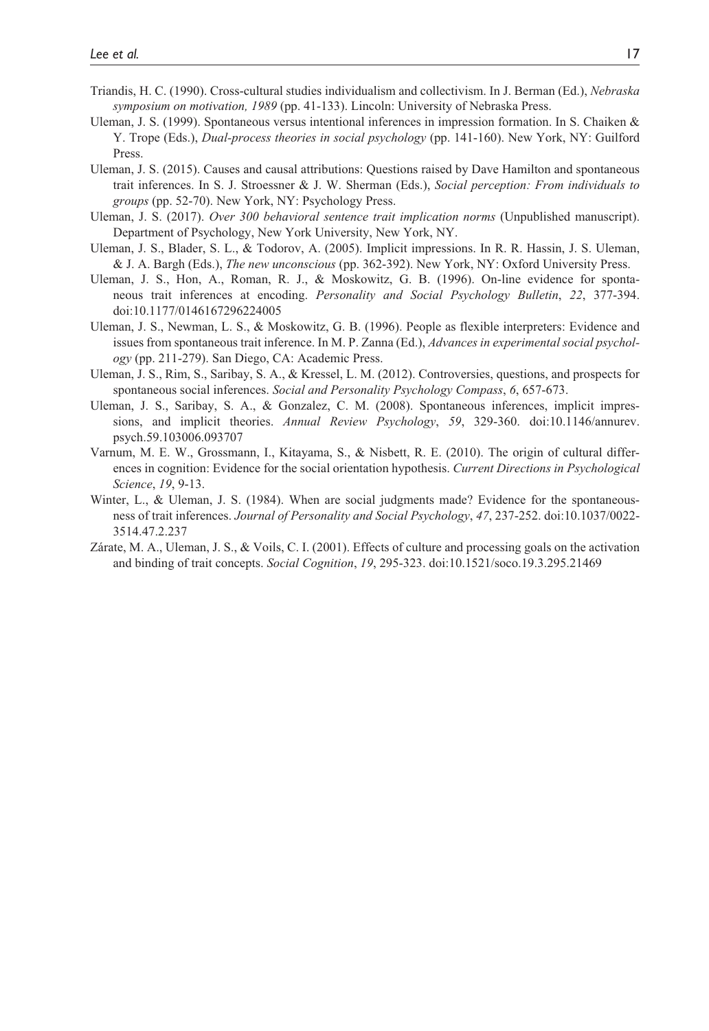Triandis, H. C. (1990). Cross-cultural studies individualism and collectivism. In J. Berman (Ed.), *Nebraska symposium on motivation, 1989* (pp. 41-133). Lincoln: University of Nebraska Press.

Uleman, J. S. (1999). Spontaneous versus intentional inferences in impression formation. In S. Chaiken & Y. Trope (Eds.), *Dual-process theories in social psychology* (pp. 141-160). New York, NY: Guilford Press.

Uleman, J. S. (2015). Causes and causal attributions: Questions raised by Dave Hamilton and spontaneous trait inferences. In S. J. Stroessner & J. W. Sherman (Eds.), *Social perception: From individuals to groups* (pp. 52-70). New York, NY: Psychology Press.

Uleman, J. S. (2017). *Over 300 behavioral sentence trait implication norms* (Unpublished manuscript). Department of Psychology, New York University, New York, NY.

Uleman, J. S., Blader, S. L., & Todorov, A. (2005). Implicit impressions. In R. R. Hassin, J. S. Uleman, & J. A. Bargh (Eds.), *The new unconscious* (pp. 362-392). New York, NY: Oxford University Press.

Uleman, J. S., Hon, A., Roman, R. J., & Moskowitz, G. B. (1996). On-line evidence for spontaneous trait inferences at encoding. *Personality and Social Psychology Bulletin*, *22*, 377-394. doi:10.1177/0146167296224005

Uleman, J. S., Newman, L. S., & Moskowitz, G. B. (1996). People as flexible interpreters: Evidence and issues from spontaneous trait inference. In M. P. Zanna (Ed.), *Advances in experimental social psychology* (pp. 211-279). San Diego, CA: Academic Press.

Uleman, J. S., Rim, S., Saribay, S. A., & Kressel, L. M. (2012). Controversies, questions, and prospects for spontaneous social inferences. *Social and Personality Psychology Compass*, *6*, 657-673.

Uleman, J. S., Saribay, S. A., & Gonzalez, C. M. (2008). Spontaneous inferences, implicit impressions, and implicit theories. *Annual Review Psychology*, *59*, 329-360. doi:10.1146/annurev.psych.59.103006.093707

Varnum, M. E. W., Grossmann, I., Kitayama, S., & Nisbett, R. E. (2010). The origin of cultural differences in cognition: Evidence for the social orientation hypothesis. *Current Directions in Psychological Science*, *19*, 9-13.

Winter, L., & Uleman, J. S. (1984). When are social judgments made? Evidence for the spontaneousness of trait inferences. *Journal of Personality and Social Psychology*, *47*, 237-252. doi:10.1037/0022-3514.47.2.237

Zárate, M. A., Uleman, J. S., & Voils, C. I. (2001). Effects of culture and processing goals on the activation and binding of trait concepts. *Social Cognition*, *19*, 295-323. doi:10.1521/soco.19.3.295.21469